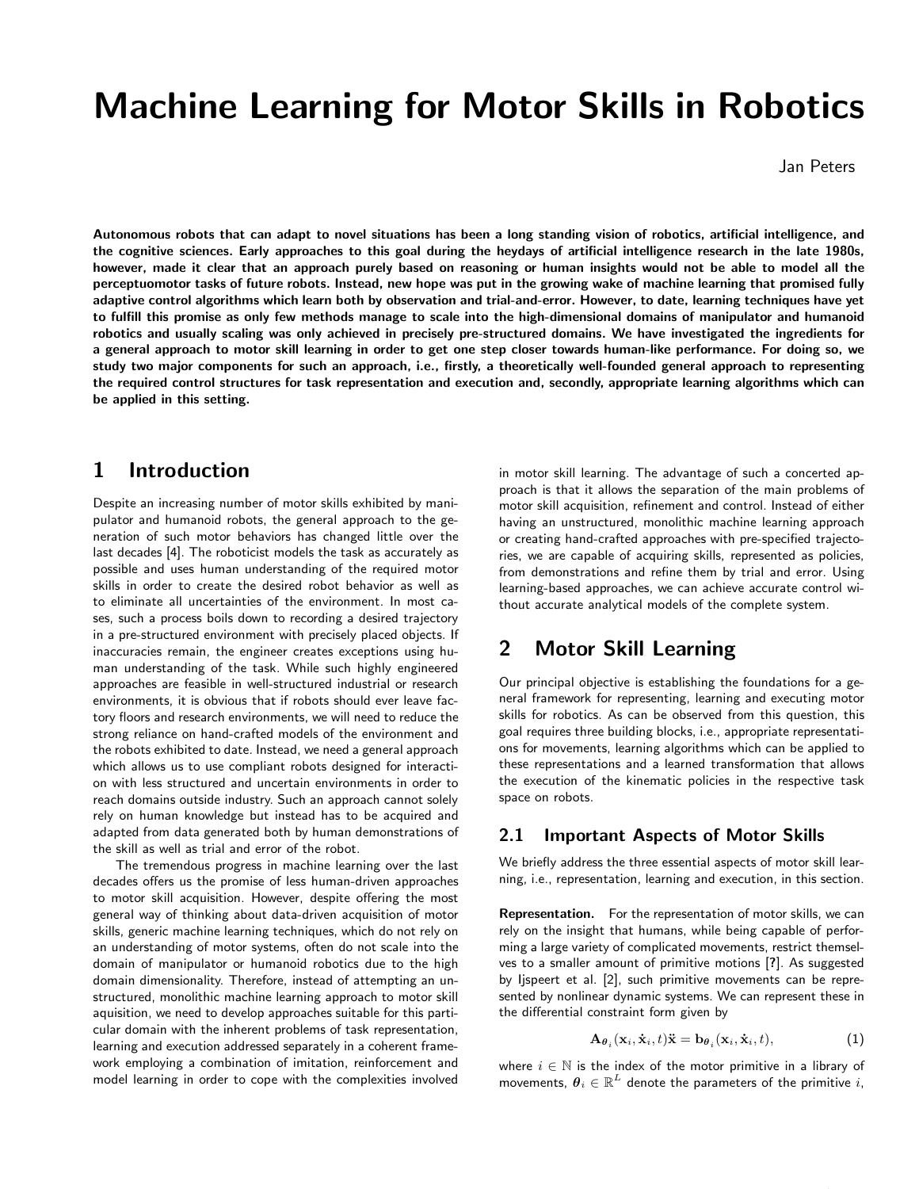# Machine Learning for Motor Skills in Robotics

Jan Peters

**Autonomous robots that can adapt to novel situations has been a long standing vision of robotics, artificial intelligence, and the cognitive sciences. Early approaches to this goal during the heydays of artificial intelligence research in the late 1980s, however, made it clear that an approach purely based on reasoning or human insights would not be able to model all the perceptuomotor tasks of future robots. Instead, new hope was put in the growing wake of machine learning that promised fully adaptive control algorithms which learn both by observation and trial-and-error. However, to date, learning techniques have yet to fulfill this promise as only few methods manage to scale into the high-dimensional domains of manipulator and humanoid robotics and usually scaling was only achieved in precisely pre-structured domains. We have investigated the ingredients for a general approach to motor skill learning in order to get one step closer towards human-like performance. For doing so, we study two major components for such an approach, i.e., firstly, a theoretically well-founded general approach to representing the required control structures for task representation and execution and, secondly, appropriate learning algorithms which can be applied in this setting.**

## 1 Introduction

Despite an increasing number of motor skills exhibited by manipulator and humanoid robots, the general approach to the generation of such motor behaviors has changed little over the last decades [4]. The roboticist models the task as accurately as possible and uses human understanding of the required motor skills in order to create the desired robot behavior as well as to eliminate all uncertainties of the environment. In most cases, such a process boils down to recording a desired trajectory in a pre-structured environment with precisely placed objects. If inaccuracies remain, the engineer creates exceptions using human understanding of the task. While such highly engineered approaches are feasible in well-structured industrial or research environments, it is obvious that if robots should ever leave factory floors and research environments, we will need to reduce the strong reliance on hand-crafted models of the environment and the robots exhibited to date. Instead, we need a general approach which allows us to use compliant robots designed for interaction with less structured and uncertain environments in order to reach domains outside industry. Such an approach cannot solely rely on human knowledge but instead has to be acquired and adapted from data generated both by human demonstrations of the skill as well as trial and error of the robot.

The tremendous progress in machine learning over the last decades offers us the promise of less human-driven approaches to motor skill acquisition. However, despite offering the most general way of thinking about data-driven acquisition of motor skills, generic machine learning techniques, which do not rely on an understanding of motor systems, often do not scale into the domain of manipulator or humanoid robotics due to the high domain dimensionality. Therefore, instead of attempting an unstructured, monolithic machine learning approach to motor skill aquisition, we need to develop approaches suitable for this particular domain with the inherent problems of task representation, learning and execution addressed separately in a coherent framework employing a combination of imitation, reinforcement and model learning in order to cope with the complexities involved in motor skill learning. The advantage of such a concerted approach is that it allows the separation of the main problems of motor skill acquisition, refinement and control. Instead of either having an unstructured, monolithic machine learning approach or creating hand-crafted approaches with pre-specified trajectories, we are capable of acquiring skills, represented as policies, from demonstrations and refine them by trial and error. Using learning-based approaches, we can achieve accurate control without accurate analytical models of the complete system.

## 2 Motor Skill Learning

Our principal objective is establishing the foundations for a general framework for representing, learning and executing motor skills for robotics. As can be observed from this question, this goal requires three building blocks, i.e., appropriate representations for movements, learning algorithms which can be applied to these representations and a learned transformation that allows the execution of the kinematic policies in the respective task space on robots.

### 2.1 Important Aspects of Motor Skills

We briefly address the three essential aspects of motor skill learning, i.e., representation, learning and execution, in this section.

**Representation.** For the representation of motor skills, we can rely on the insight that humans, while being capable of performing a large variety of complicated movements, restrict themselves to a smaller amount of primitive motions [?]. As suggested by Ijspeert et al. [2], such primitive movements can be represented by nonlinear dynamic systems. We can represent these in the differential constraint form given by

$$\mathbf{A}_{\boldsymbol{\theta}_i}(\mathbf{x}_i, \dot{\mathbf{x}}_i, t)\ddot{\mathbf{x}} = \mathbf{b}_{\boldsymbol{\theta}_i}(\mathbf{x}_i, \dot{\mathbf{x}}_i, t), \tag{1}$$

where $i \in \mathbb{N}$ is the index of the motor primitive in a library of movements, $\boldsymbol{\theta}_i \in \mathbb{R}^L$ denote the parameters of the primitive $i$,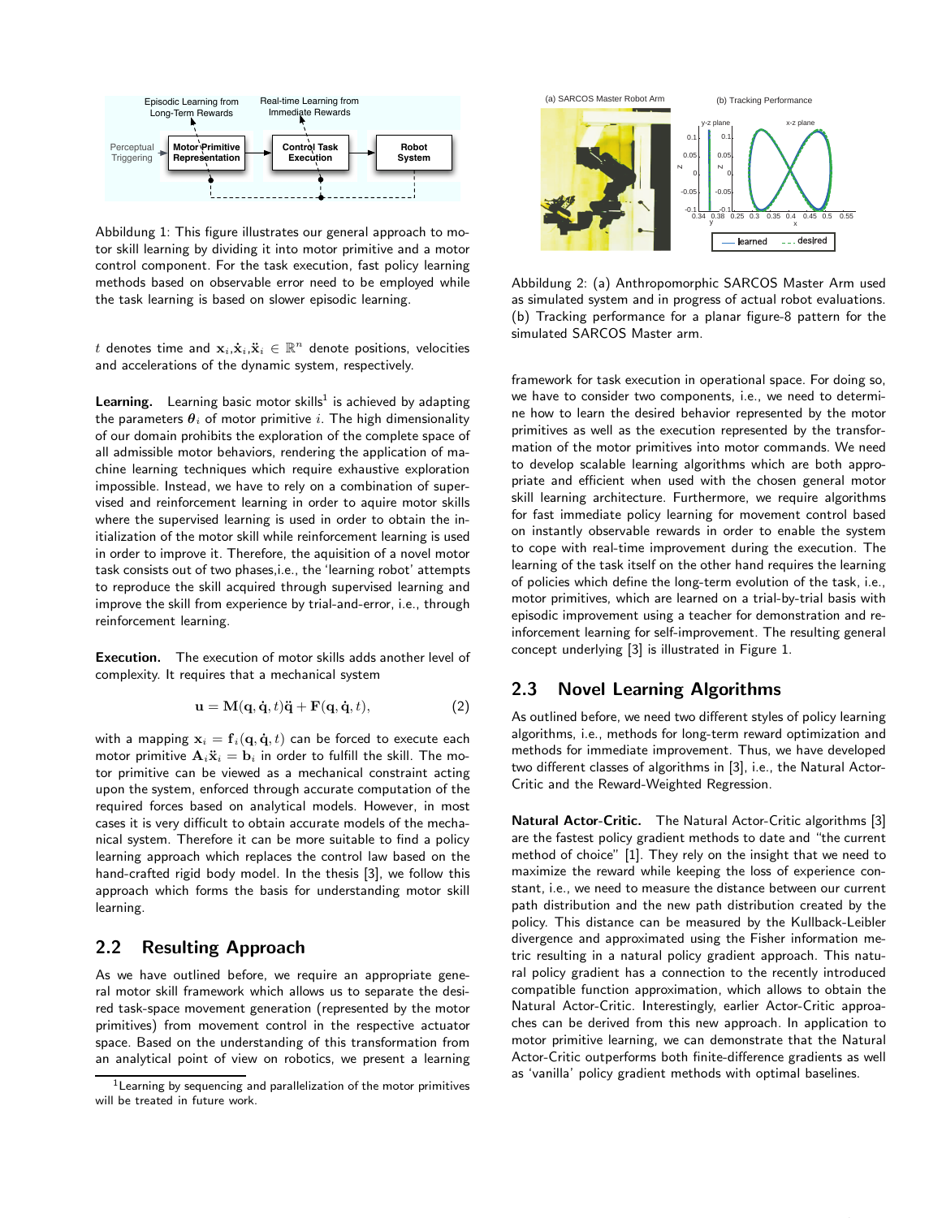Episodic Learning from Long-Term Rewards

Real-time Learning from Immediate Rewards

Perceptual Triggering

Motor Primitive Representation

Control Task Execution

Robot System

Abbildung 1: This figure illustrates our general approach to motor skill learning by dividing it into motor primitive and a motor control component. For the task execution, fast policy learning methods based on observable error need to be employed while the task learning is based on slower episodic learning.

$t$ denotes time and $\mathbf{x}_i, \dot{\mathbf{x}}_i, \ddot{\mathbf{x}}_i \in \mathbb{R}^n$ denote positions, velocities and accelerations of the dynamic system, respectively.

**Learning.** Learning basic motor skills[1] is achieved by adapting the parameters $\boldsymbol{\theta}_i$ of motor primitive $i$. The high dimensionality of our domain prohibits the exploration of the complete space of all admissible motor behaviors, rendering the application of machine learning techniques which require exhaustive exploration impossible. Instead, we have to rely on a combination of supervised and reinforcement learning in order to aquire motor skills where the supervised learning is used in order to obtain the initialization of the motor skill while reinforcement learning is used in order to improve it. Therefore, the aquisition of a novel motor task consists out of two phases,i.e., the 'learning robot' attempts to reproduce the skill acquired through supervised learning and improve the skill from experience by trial-and-error, i.e., through reinforcement learning.

**Execution.** The execution of motor skills adds another level of complexity. It requires that a mechanical system

$$\mathbf{u} = \mathbf{M}(\mathbf{q}, \dot{\mathbf{q}}, t)\ddot{\mathbf{q}} + \mathbf{F}(\mathbf{q}, \dot{\mathbf{q}}, t), \tag{2}$$

with a mapping $\mathbf{x}_i = \mathbf{f}_i(\mathbf{q}, \dot{\mathbf{q}}, t)$ can be forced to execute each motor primitive $\mathbf{A}_i\ddot{\mathbf{x}}_i = \mathbf{b}_i$ in order to fulfill the skill. The motor primitive can be viewed as a mechanical constraint acting upon the system, enforced through accurate computation of the required forces based on analytical models. However, in most cases it is very difficult to obtain accurate models of the mechanical system. Therefore it can be more suitable to find a policy learning approach which replaces the control law based on the hand-crafted rigid body model. In the thesis [3], we follow this approach which forms the basis for understanding motor skill learning.

## 2.2 Resulting Approach

As we have outlined before, we require an appropriate general motor skill framework which allows us to separate the desired task-space movement generation (represented by the motor primitives) from movement control in the respective actuator space. Based on the understanding of this transformation from an analytical point of view on robotics, we present a learning framework for task execution in operational space. For doing so, we have to consider two components, i.e., we need to determine how to learn the desired behavior represented by the motor primitives as well as the execution represented by the transformation of the motor primitives into motor commands. We need to develop scalable learning algorithms which are both appropriate and efficient when used with the chosen general motor skill learning architecture. Furthermore, we require algorithms for fast immediate policy learning for movement control based on instantly observable rewards in order to enable the system to cope with real-time improvement during the execution. The learning of the task itself on the other hand requires the learning of policies which define the long-term evolution of the task, i.e., motor primitives, which are learned on a trial-by-trial basis with episodic improvement using a teacher for demonstration and reinforcement learning for self-improvement. The resulting general concept underlying [3] is illustrated in Figure 1.

[1] Learning by sequencing and parallelization of the motor primitives will be treated in future work.

(a) SARCOS Master Robot Arm

(b) Tracking Performance

y-z plane

x-z plane

0.1

0.05

0

-0.05

-0.1

z

0.34 0.38

y

0.25 0.3 0.35 0.4 0.45 0.5 0.55

x

learned

desired

Abbildung 2: (a) Anthropomorphic SARCOS Master Arm used as simulated system and in progress of actual robot evaluations. (b) Tracking performance for a planar figure-8 pattern for the simulated SARCOS Master arm.

## 2.3 Novel Learning Algorithms

As outlined before, we need two different styles of policy learning algorithms, i.e., methods for long-term reward optimization and methods for immediate improvement. Thus, we have developed two different classes of algorithms in [3], i.e., the Natural Actor-Critic and the Reward-Weighted Regression.

**Natural Actor-Critic.** The Natural Actor-Critic algorithms [3] are the fastest policy gradient methods to date and "the current method of choice" [1]. They rely on the insight that we need to maximize the reward while keeping the loss of experience constant, i.e., we need to measure the distance between our current path distribution and the new path distribution created by the policy. This distance can be measured by the Kullback-Leibler divergence and approximated using the Fisher information metric resulting in a natural policy gradient approach. This natural policy gradient has a connection to the recently introduced compatible function approximation, which allows to obtain the Natural Actor-Critic. Interestingly, earlier Actor-Critic approaches can be derived from this new approach. In application to motor primitive learning, we can demonstrate that the Natural Actor-Critic outperforms both finite-difference gradients as well as 'vanilla' policy gradient methods with optimal baselines.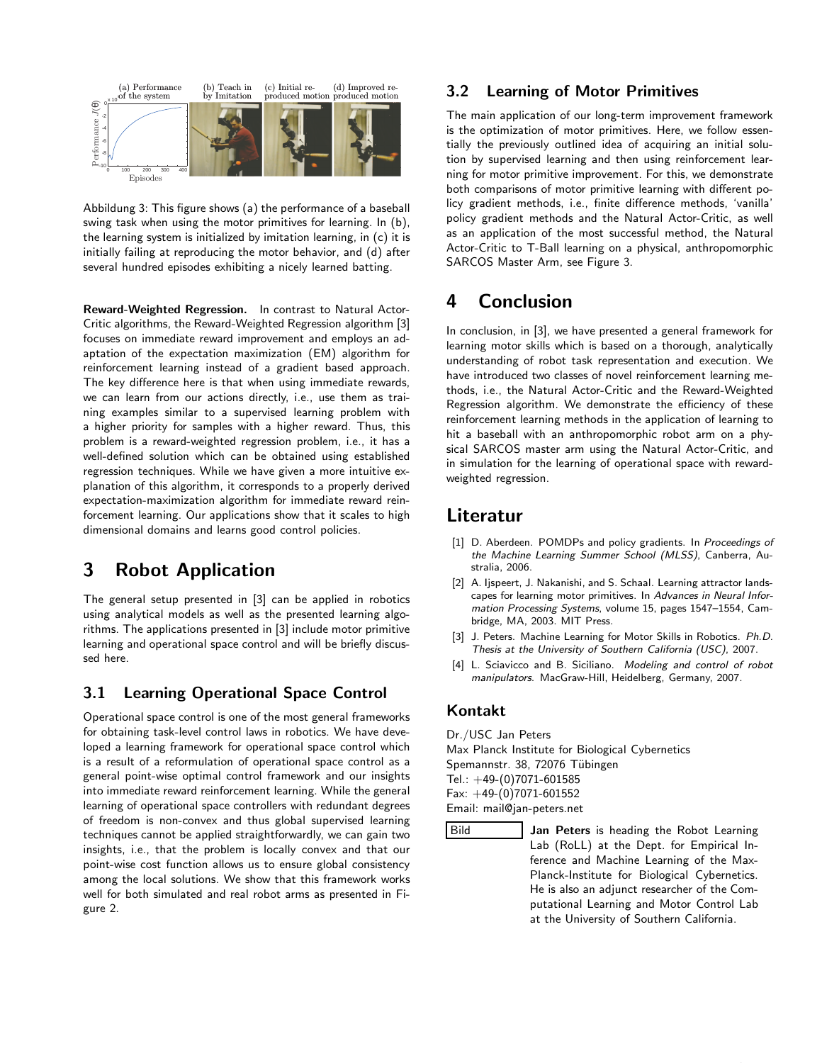(a) Performance of the system
(b) Teach in by Imitation
(c) Initial reproduced motion
(d) Improved reproduced motion

Performance $J(\theta)$
$\times 10^5$
0
-2
-4
-6
-8
-10
0 100 200 300 400
Episodes

Abbildung 3: This figure shows (a) the performance of a baseball swing task when using the motor primitives for learning. In (b), the learning system is initialized by imitation learning, in (c) it is initially failing at reproducing the motor behavior, and (d) after several hundred episodes exhibiting a nicely learned batting.

**Reward-Weighted Regression.** In contrast to Natural Actor-Critic algorithms, the Reward-Weighted Regression algorithm [3] focuses on immediate reward improvement and employs an adaptation of the expectation maximization (EM) algorithm for reinforcement learning instead of a gradient based approach. The key difference here is that when using immediate rewards, we can learn from our actions directly, i.e., use them as training examples similar to a supervised learning problem with a higher priority for samples with a higher reward. Thus, this problem is a reward-weighted regression problem, i.e., it has a well-defined solution which can be obtained using established regression techniques. While we have given a more intuitive explanation of this algorithm, it corresponds to a properly derived expectation-maximization algorithm for immediate reward reinforcement learning. Our applications show that it scales to high dimensional domains and learns good control policies.

# 3 Robot Application

The general setup presented in [3] can be applied in robotics using analytical models as well as the presented learning algorithms. The applications presented in [3] include motor primitive learning and operational space control and will be briefly discussed here.

## 3.1 Learning Operational Space Control

Operational space control is one of the most general frameworks for obtaining task-level control laws in robotics. We have developed a learning framework for operational space control which is a result of a reformulation of operational space control as a general point-wise optimal control framework and our insights into immediate reward reinforcement learning. While the general learning of operational space controllers with redundant degrees of freedom is non-convex and thus global supervised learning techniques cannot be applied straightforwardly, we can gain two insights, i.e., that the problem is locally convex and that our point-wise cost function allows us to ensure global consistency among the local solutions. We show that this framework works well for both simulated and real robot arms as presented in Figure 2.

## 3.2 Learning of Motor Primitives

The main application of our long-term improvement framework is the optimization of motor primitives. Here, we follow essentially the previously outlined idea of acquiring an initial solution by supervised learning and then using reinforcement learning for motor primitive improvement. For this, we demonstrate both comparisons of motor primitive learning with different policy gradient methods, i.e., finite difference methods, 'vanilla' policy gradient methods and the Natural Actor-Critic, as well as an application of the most successful method, the Natural Actor-Critic to T-Ball learning on a physical, anthropomorphic SARCOS Master Arm, see Figure 3.

# 4 Conclusion

In conclusion, in [3], we have presented a general framework for learning motor skills which is based on a thorough, analytically understanding of robot task representation and execution. We have introduced two classes of novel reinforcement learning methods, i.e., the Natural Actor-Critic and the Reward-Weighted Regression algorithm. We demonstrate the efficiency of these reinforcement learning methods in the application of learning to hit a baseball with an anthropomorphic robot arm on a physical SARCOS master arm using the Natural Actor-Critic, and in simulation for the learning of operational space with reward-weighted regression.

# Literatur

[1] D. Aberdeen. POMDPs and policy gradients. In *Proceedings of the Machine Learning Summer School (MLSS)*, Canberra, Australia, 2006.

[2] A. Ijspeert, J. Nakanishi, and S. Schaal. Learning attractor landscapes for learning motor primitives. In *Advances in Neural Information Processing Systems*, volume 15, pages 1547–1554, Cambridge, MA, 2003. MIT Press.

[3] J. Peters. Machine Learning for Motor Skills in Robotics. *Ph.D. Thesis at the University of Southern California (USC)*, 2007.

[4] L. Sciavicco and B. Siciliano. *Modeling and control of robot manipulators*. MacGraw-Hill, Heidelberg, Germany, 2007.

## Kontakt

Dr./USC Jan Peters
Max Planck Institute for Biological Cybernetics
Spemannstr. 38, 72076 Tübingen
Tel.: +49-(0)7071-601585
Fax: +49-(0)7071-601552
Email: mail@jan-peters.net

Bild

**Jan Peters** is heading the Robot Learning Lab (RoLL) at the Dept. for Empirical Inference and Machine Learning of the Max-Planck-Institute for Biological Cybernetics. He is also an adjunct researcher of the Computational Learning and Motor Control Lab at the University of Southern California.